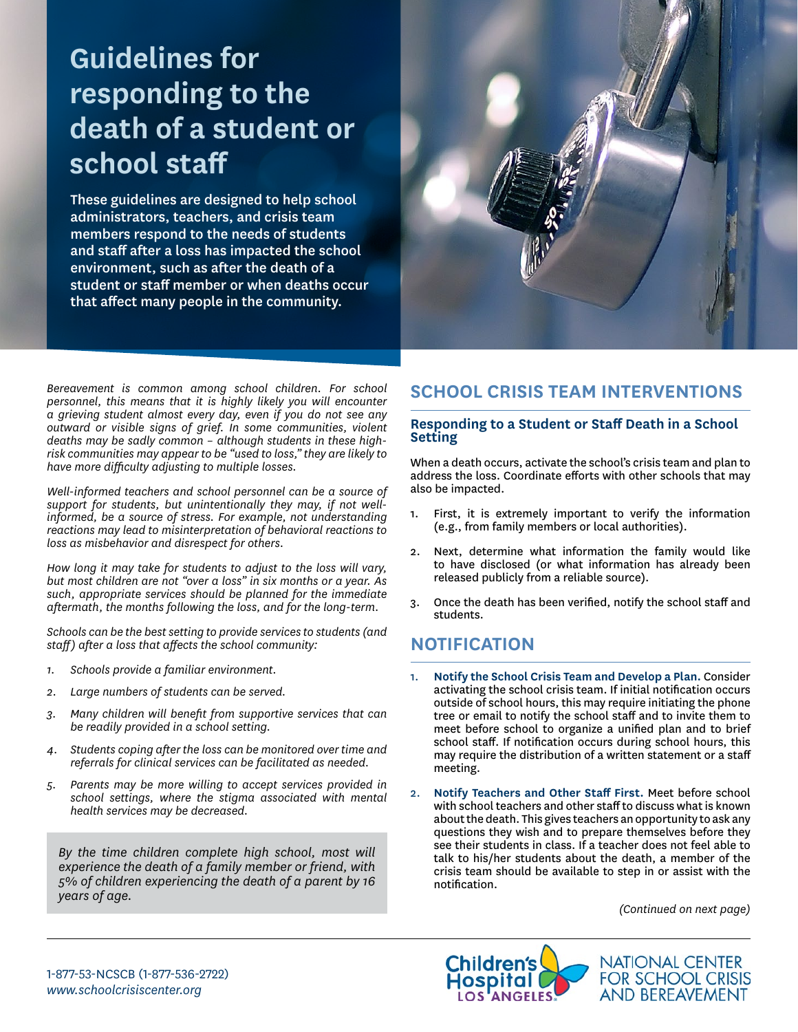# Guidelines for responding to the death of a student or school staff

**These guidelines are designed to help school administrators, teachers, and crisis team members respond to the needs of students and staff after a loss has impacted the school environment, such as after the death of a student or staff member or when deaths occur that affect many people in the community.**

*Bereavement is common among school children. For school personnel, this means that it is highly likely you will encounter a grieving student almost every day, even if you do not see any outward or visible signs of grief. In some communities, violent deaths may be sadly common – although students in these high-risk communities may appear to be "used to loss," they are likely to have more difficulty adjusting to multiple losses.*

*Well-informed teachers and school personnel can be a source of support for students, but unintentionally they may, if not well-informed, be a source of stress. For example, not understanding reactions may lead to misinterpretation of behavioral reactions to loss as misbehavior and disrespect for others.*

*How long it may take for students to adjust to the loss will vary, but most children are not "over a loss" in six months or a year. As such, appropriate services should be planned for the immediate aftermath, the months following the loss, and for the long-term.*

*Schools can be the best setting to provide services to students (and staff) after a loss that affects the school community:*

1. *Schools provide a familiar environment.*
2. *Large numbers of students can be served.*
3. *Many children will benefit from supportive services that can be readily provided in a school setting.*
4. *Students coping after the loss can be monitored over time and referrals for clinical services can be facilitated as needed.*
5. *Parents may be more willing to accept services provided in school settings, where the stigma associated with mental health services may be decreased.*

> *By the time children complete high school, most will experience the death of a family member or friend, with 5% of children experiencing the death of a parent by 16 years of age.*

## SCHOOL CRISIS TEAM INTERVENTIONS

### Responding to a Student or Staff Death in a School Setting

When a death occurs, activate the school's crisis team and plan to address the loss. Coordinate efforts with other schools that may also be impacted.

1. First, it is extremely important to verify the information (e.g., from family members or local authorities).
2. Next, determine what information the family would like to have disclosed (or what information has already been released publicly from a reliable source).
3. Once the death has been verified, notify the school staff and students.

## NOTIFICATION

1. **Notify the School Crisis Team and Develop a Plan.** Consider activating the school crisis team. If initial notification occurs outside of school hours, this may require initiating the phone tree or email to notify the school staff and to invite them to meet before school to organize a unified plan and to brief school staff. If notification occurs during school hours, this may require the distribution of a written statement or a staff meeting.
2. **Notify Teachers and Other Staff First.** Meet before school with school teachers and other staff to discuss what is known about the death. This gives teachers an opportunity to ask any questions they wish and to prepare themselves before they see their students in class. If a teacher does not feel able to talk to his/her students about the death, a member of the crisis team should be available to step in or assist with the notification.

*(Continued on next page)*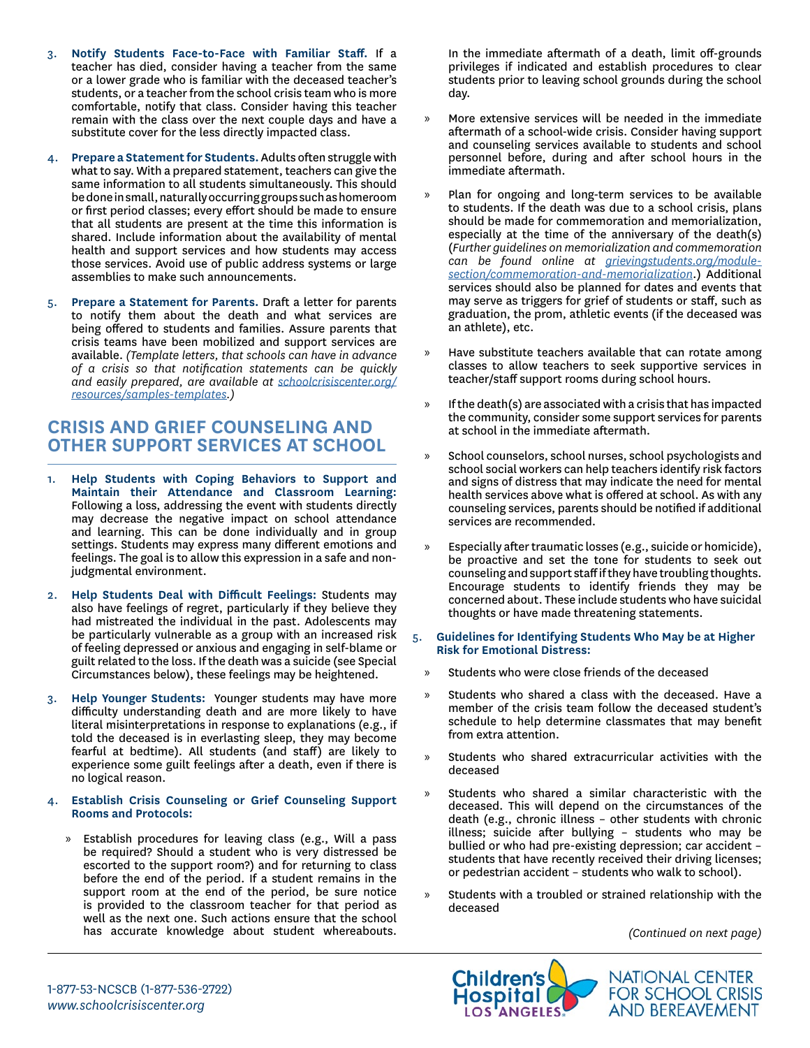3. **Notify Students Face-to-Face with Familiar Staff.** If a teacher has died, consider having a teacher from the same or a lower grade who is familiar with the deceased teacher's students, or a teacher from the school crisis team who is more comfortable, notify that class. Consider having this teacher remain with the class over the next couple days and have a substitute cover for the less directly impacted class.

4. **Prepare a Statement for Students.** Adults often struggle with what to say. With a prepared statement, teachers can give the same information to all students simultaneously. This should be done in small, naturally occurring groups such as homeroom or first period classes; every effort should be made to ensure that all students are present at the time this information is shared. Include information about the availability of mental health and support services and how students may access those services. Avoid use of public address systems or large assemblies to make such announcements.

5. **Prepare a Statement for Parents.** Draft a letter for parents to notify them about the death and what services are being offered to students and families. Assure parents that crisis teams have been mobilized and support services are available. *(Template letters, that schools can have in advance of a crisis so that notification statements can be quickly and easily prepared, are available at schoolcrisiscenter.org/resources/samples-templates.)*

## CRISIS AND GRIEF COUNSELING AND OTHER SUPPORT SERVICES AT SCHOOL

1. **Help Students with Coping Behaviors to Support and Maintain their Attendance and Classroom Learning:** Following a loss, addressing the event with students directly may decrease the negative impact on school attendance and learning. This can be done individually and in group settings. Students may express many different emotions and feelings. The goal is to allow this expression in a safe and non-judgmental environment.

2. **Help Students Deal with Difficult Feelings:** Students may also have feelings of regret, particularly if they believe they had mistreated the individual in the past. Adolescents may be particularly vulnerable as a group with an increased risk of feeling depressed or anxious and engaging in self-blame or guilt related to the loss. If the death was a suicide (see Special Circumstances below), these feelings may be heightened.

3. **Help Younger Students:** Younger students may have more difficulty understanding death and are more likely to have literal misinterpretations in response to explanations (e.g., if told the deceased is in everlasting sleep, they may become fearful at bedtime). All students (and staff) are likely to experience some guilt feelings after a death, even if there is no logical reason.

4. **Establish Crisis Counseling or Grief Counseling Support Rooms and Protocols:**

   » Establish procedures for leaving class (e.g., Will a pass be required? Should a student who is very distressed be escorted to the support room?) and for returning to class before the end of the period. If a student remains in the support room at the end of the period, be sure notice is provided to the classroom teacher for that period as well as the next one. Such actions ensure that the school has accurate knowledge about student whereabouts. In the immediate aftermath of a death, limit off-grounds privileges if indicated and establish procedures to clear students prior to leaving school grounds during the school day.

   » More extensive services will be needed in the immediate aftermath of a school-wide crisis. Consider having support and counseling services available to students and school personnel before, during and after school hours in the immediate aftermath.

   » Plan for ongoing and long-term services to be available to students. If the death was due to a school crisis, plans should be made for commemoration and memorialization, especially at the time of the anniversary of the death(s) (*Further guidelines on memorialization and commemoration can be found online at grievingstudents.org/module-section/commemoration-and-memorialization.*) Additional services should also be planned for dates and events that may serve as triggers for grief of students or staff, such as graduation, the prom, athletic events (if the deceased was an athlete), etc.

   » Have substitute teachers available that can rotate among classes to allow teachers to seek supportive services in teacher/staff support rooms during school hours.

   » If the death(s) are associated with a crisis that has impacted the community, consider some support services for parents at school in the immediate aftermath.

   » School counselors, school nurses, school psychologists and school social workers can help teachers identify risk factors and signs of distress that may indicate the need for mental health services above what is offered at school. As with any counseling services, parents should be notified if additional services are recommended.

   » Especially after traumatic losses (e.g., suicide or homicide), be proactive and set the tone for students to seek out counseling and support staff if they have troubling thoughts. Encourage students to identify friends they may be concerned about. These include students who have suicidal thoughts or have made threatening statements.

5. **Guidelines for Identifying Students Who May be at Higher Risk for Emotional Distress:**

   » Students who were close friends of the deceased

   » Students who shared a class with the deceased. Have a member of the crisis team follow the deceased student's schedule to help determine classmates that may benefit from extra attention.

   » Students who shared extracurricular activities with the deceased

   » Students who shared a similar characteristic with the deceased. This will depend on the circumstances of the death (e.g., chronic illness – other students with chronic illness; suicide after bullying – students who may be bullied or who had pre-existing depression; car accident – students that have recently received their driving licenses; or pedestrian accident – students who walk to school).

   » Students with a troubled or strained relationship with the deceased

*(Continued on next page)*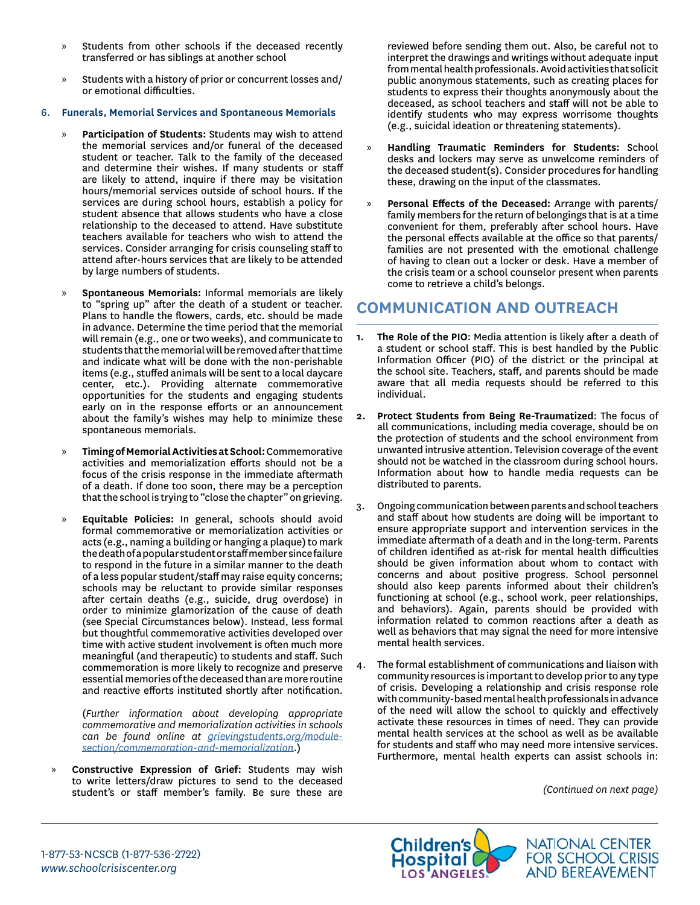- Students from other schools if the deceased recently transferred or has siblings at another school
- Students with a history of prior or concurrent losses and/or emotional difficulties.

6. **Funerals, Memorial Services and Spontaneous Memorials**

   - **Participation of Students:** Students may wish to attend the memorial services and/or funeral of the deceased student or teacher. Talk to the family of the deceased and determine their wishes. If many students or staff are likely to attend, inquire if there may be visitation hours/memorial services outside of school hours. If the services are during school hours, establish a policy for student absence that allows students who have a close relationship to the deceased to attend. Have substitute teachers available for teachers who wish to attend the services. Consider arranging for crisis counseling staff to attend after-hours services that are likely to be attended by large numbers of students.
   - **Spontaneous Memorials:** Informal memorials are likely to "spring up" after the death of a student or teacher. Plans to handle the flowers, cards, etc. should be made in advance. Determine the time period that the memorial will remain (e.g., one or two weeks), and communicate to students that the memorial will be removed after that time and indicate what will be done with the non-perishable items (e.g., stuffed animals will be sent to a local daycare center, etc.). Providing alternate commemorative opportunities for the students and engaging students early on in the response efforts or an announcement about the family's wishes may help to minimize these spontaneous memorials.
   - **Timing of Memorial Activities at School:** Commemorative activities and memorialization efforts should not be a focus of the crisis response in the immediate aftermath of a death. If done too soon, there may be a perception that the school is trying to "close the chapter" on grieving.
   - **Equitable Policies:** In general, schools should avoid formal commemorative or memorialization activities or acts (e.g., naming a building or hanging a plaque) to mark the death of a popular student or staff member since failure to respond in the future in a similar manner to the death of a less popular student/staff may raise equity concerns; schools may be reluctant to provide similar responses after certain deaths (e.g., suicide, drug overdose) in order to minimize glamorization of the cause of death (see Special Circumstances below). Instead, less formal but thoughtful commemorative activities developed over time with active student involvement is often much more meaningful (and therapeutic) to students and staff. Such commemoration is more likely to recognize and preserve essential memories of the deceased than are more routine and reactive efforts instituted shortly after notification.

     (*Further information about developing appropriate commemorative and memorialization activities in schools can be found online at [grievingstudents.org/module-section/commemoration-and-memorialization](grievingstudents.org/module-section/commemoration-and-memorialization).*)

   - **Constructive Expression of Grief:** Students may wish to write letters/draw pictures to send to the deceased student's or staff member's family. Be sure these are reviewed before sending them out. Also, be careful not to interpret the drawings and writings without adequate input from mental health professionals. Avoid activities that solicit public anonymous statements, such as creating places for students to express their thoughts anonymously about the deceased, as school teachers and staff will not be able to identify students who may express worrisome thoughts (e.g., suicidal ideation or threatening statements).
   - **Handling Traumatic Reminders for Students:** School desks and lockers may serve as unwelcome reminders of the deceased student(s). Consider procedures for handling these, drawing on the input of the classmates.
   - **Personal Effects of the Deceased:** Arrange with parents/family members for the return of belongings that is at a time convenient for them, preferably after school hours. Have the personal effects available at the office so that parents/families are not presented with the emotional challenge of having to clean out a locker or desk. Have a member of the crisis team or a school counselor present when parents come to retrieve a child's belongings.

## COMMUNICATION AND OUTREACH

1. **The Role of the PIO**: Media attention is likely after a death of a student or school staff. This is best handled by the Public Information Officer (PIO) of the district or the principal at the school site. Teachers, staff, and parents should be made aware that all media requests should be referred to this individual.
2. **Protect Students from Being Re-Traumatized**: The focus of all communications, including media coverage, should be on the protection of students and the school environment from unwanted intrusive attention. Television coverage of the event should not be watched in the classroom during school hours. Information about how to handle media requests can be distributed to parents.
3. Ongoing communication between parents and school teachers and staff about how students are doing will be important to ensure appropriate support and intervention services in the immediate aftermath of a death and in the long-term. Parents of children identified as at-risk for mental health difficulties should be given information about whom to contact with concerns and about positive progress. School personnel should also keep parents informed about their children's functioning at school (e.g., school work, peer relationships, and behaviors). Again, parents should be provided with information related to common reactions after a death as well as behaviors that may signal the need for more intensive mental health services.
4. The formal establishment of communications and liaison with community resources is important to develop prior to any type of crisis. Developing a relationship and crisis response role with community-based mental health professionals in advance of the need will allow the school to quickly and effectively activate these resources in times of need. They can provide mental health services at the school as well as be available for students and staff who may need more intensive services. Furthermore, mental health experts can assist schools in:

*(Continued on next page)*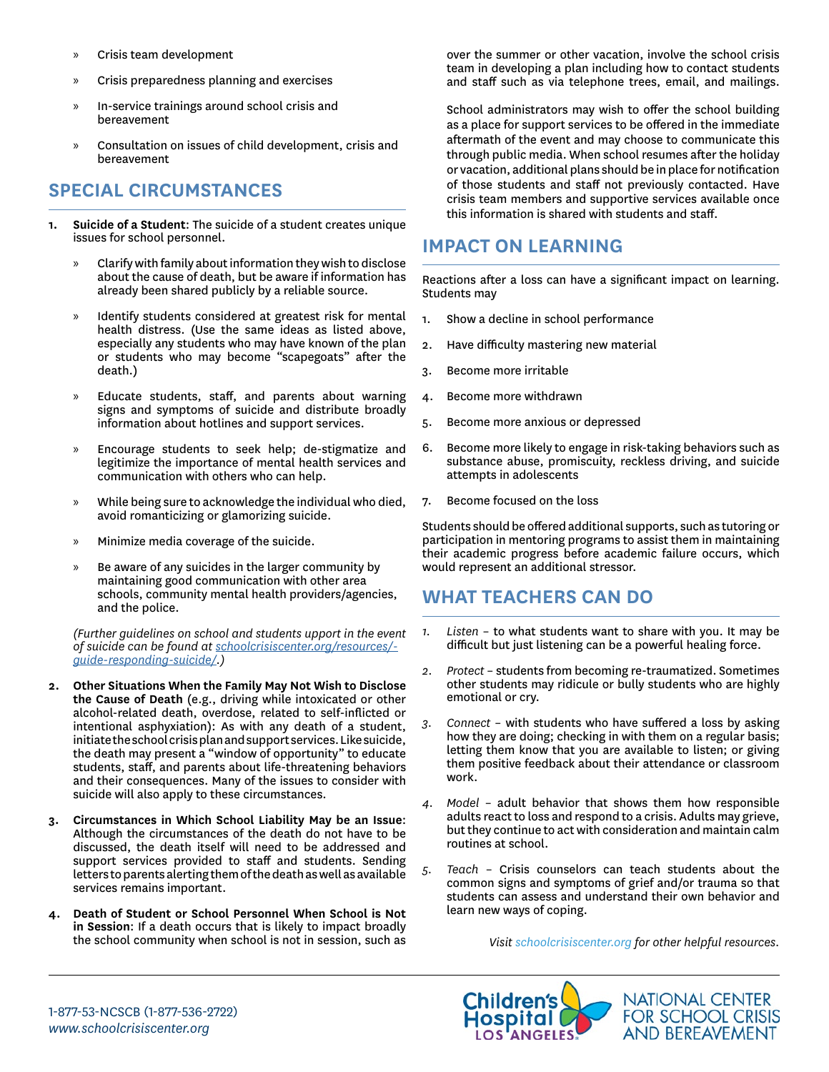- Crisis team development
- Crisis preparedness planning and exercises
- In-service trainings around school crisis and bereavement
- Consultation on issues of child development, crisis and bereavement

## SPECIAL CIRCUMSTANCES

1. **Suicide of a Student**: The suicide of a student creates unique issues for school personnel.
   - Clarify with family about information they wish to disclose about the cause of death, but be aware if information has already been shared publicly by a reliable source.
   - Identify students considered at greatest risk for mental health distress. (Use the same ideas as listed above, especially any students who may have known of the plan or students who may become "scapegoats" after the death.)
   - Educate students, staff, and parents about warning signs and symptoms of suicide and distribute broadly information about hotlines and support services.
   - Encourage students to seek help; de-stigmatize and legitimize the importance of mental health services and communication with others who can help.
   - While being sure to acknowledge the individual who died, avoid romanticizing or glamorizing suicide.
   - Minimize media coverage of the suicide.
   - Be aware of any suicides in the larger community by maintaining good communication with other area schools, community mental health providers/agencies, and the police.

   *(Further guidelines on school and students upport in the event of suicide can be found at [schoolcrisiscenter.org/resources/-guide-responding-suicide/](schoolcrisiscenter.org/resources/-guide-responding-suicide/).)*

2. **Other Situations When the Family May Not Wish to Disclose the Cause of Death** (e.g., driving while intoxicated or other alcohol-related death, overdose, related to self-inflicted or intentional asphyxiation): As with any death of a student, initiate the school crisis plan and support services. Like suicide, the death may present a "window of opportunity" to educate students, staff, and parents about life-threatening behaviors and their consequences. Many of the issues to consider with suicide will also apply to these circumstances.

3. **Circumstances in Which School Liability May be an Issue**: Although the circumstances of the death do not have to be discussed, the death itself will need to be addressed and support services provided to staff and students. Sending letters to parents alerting them of the death as well as available services remains important.

4. **Death of Student or School Personnel When School is Not in Session**: If a death occurs that is likely to impact broadly the school community when school is not in session, such as over the summer or other vacation, involve the school crisis team in developing a plan including how to contact students and staff such as via telephone trees, email, and mailings.

   School administrators may wish to offer the school building as a place for support services to be offered in the immediate aftermath of the event and may choose to communicate this through public media. When school resumes after the holiday or vacation, additional plans should be in place for notification of those students and staff not previously contacted. Have crisis team members and supportive services available once this information is shared with students and staff.

## IMPACT ON LEARNING

Reactions after a loss can have a significant impact on learning. Students may

1. Show a decline in school performance
2. Have difficulty mastering new material
3. Become more irritable
4. Become more withdrawn
5. Become more anxious or depressed
6. Become more likely to engage in risk-taking behaviors such as substance abuse, promiscuity, reckless driving, and suicide attempts in adolescents
7. Become focused on the loss

Students should be offered additional supports, such as tutoring or participation in mentoring programs to assist them in maintaining their academic progress before academic failure occurs, which would represent an additional stressor.

## WHAT TEACHERS CAN DO

1. *Listen* – to what students want to share with you. It may be difficult but just listening can be a powerful healing force.
2. *Protect* – students from becoming re-traumatized. Sometimes other students may ridicule or bully students who are highly emotional or cry.
3. *Connect* – with students who have suffered a loss by asking how they are doing; checking in with them on a regular basis; letting them know that you are available to listen; or giving them positive feedback about their attendance or classroom work.
4. *Model* – adult behavior that shows them how responsible adults react to loss and respond to a crisis. Adults may grieve, but they continue to act with consideration and maintain calm routines at school.
5. *Teach* – Crisis counselors can teach students about the common signs and symptoms of grief and/or trauma so that students can assess and understand their own behavior and learn new ways of coping.

*Visit schoolcrisiscenter.org for other helpful resources.*

1-877-53-NCSCB (1-877-536-2722)
*www.schoolcrisiscenter.org*

Children's Hospital Los Angeles
NATIONAL CENTER FOR SCHOOL CRISIS AND BEREAVEMENT